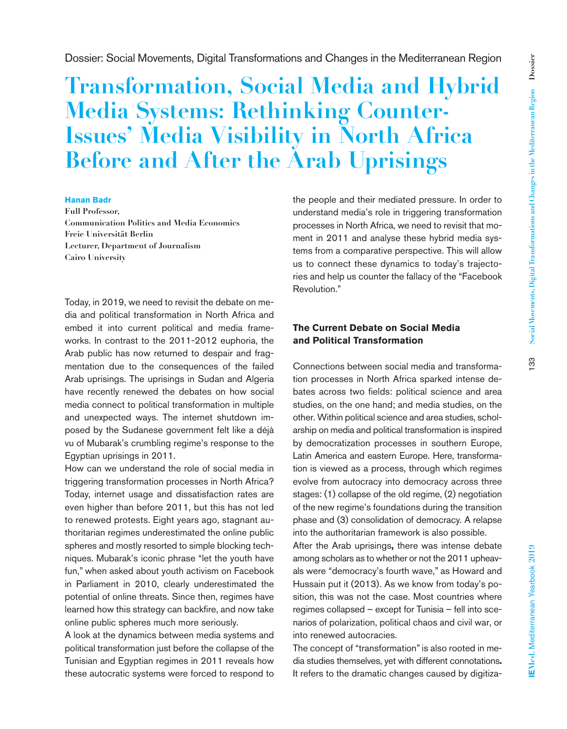Dossier: Social Movements, Digital Transformations and Changes in the Mediterranean Region

# Transformation, Social Media and Hybrid Media Systems: Rethinking Counter-Issues' Media Visibility in North Africa Before and After the Arab Uprisings

**Hanan Badr**
**Full Professor,**
**Communication Politics and Media Economics**
**Freie Universität Berlin**
**Lecturer, Department of Journalism**
**Cairo University**

Today, in 2019, we need to revisit the debate on media and political transformation in North Africa and embed it into current political and media frameworks. In contrast to the 2011-2012 euphoria, the Arab public has now returned to despair and fragmentation due to the consequences of the failed Arab uprisings. The uprisings in Sudan and Algeria have recently renewed the debates on how social media connect to political transformation in multiple and unexpected ways. The internet shutdown imposed by the Sudanese government felt like a déjà vu of Mubarak's crumbling regime's response to the Egyptian uprisings in 2011.

How can we understand the role of social media in triggering transformation processes in North Africa? Today, internet usage and dissatisfaction rates are even higher than before 2011, but this has not led to renewed protests. Eight years ago, stagnant authoritarian regimes underestimated the online public spheres and mostly resorted to simple blocking techniques. Mubarak's iconic phrase "let the youth have fun," when asked about youth activism on Facebook in Parliament in 2010, clearly underestimated the potential of online threats. Since then, regimes have learned how this strategy can backfire, and now take online public spheres much more seriously.

A look at the dynamics between media systems and political transformation just before the collapse of the Tunisian and Egyptian regimes in 2011 reveals how these autocratic systems were forced to respond to the people and their mediated pressure. In order to understand media's role in triggering transformation processes in North Africa, we need to revisit that moment in 2011 and analyse these hybrid media systems from a comparative perspective. This will allow us to connect these dynamics to today's trajectories and help us counter the fallacy of the "Facebook Revolution."

## The Current Debate on Social Media and Political Transformation

Connections between social media and transformation processes in North Africa sparked intense debates across two fields: political science and area studies, on the one hand; and media studies, on the other. Within political science and area studies, scholarship on media and political transformation is inspired by democratization processes in southern Europe, Latin America and eastern Europe. Here, transformation is viewed as a process, through which regimes evolve from autocracy into democracy across three stages: (1) collapse of the old regime, (2) negotiation of the new regime's foundations during the transition phase and (3) consolidation of democracy. A relapse into the authoritarian framework is also possible.

After the Arab uprisings**,** there was intense debate among scholars as to whether or not the 2011 upheavals were "democracy's fourth wave," as Howard and Hussain put it (2013). As we know from today's position, this was not the case. Most countries where regimes collapsed – except for Tunisia – fell into scenarios of polarization, political chaos and civil war, or into renewed autocracies.

The concept of "transformation" is also rooted in media studies themselves, yet with different connotations**.** It refers to the dramatic changes caused by digitiza-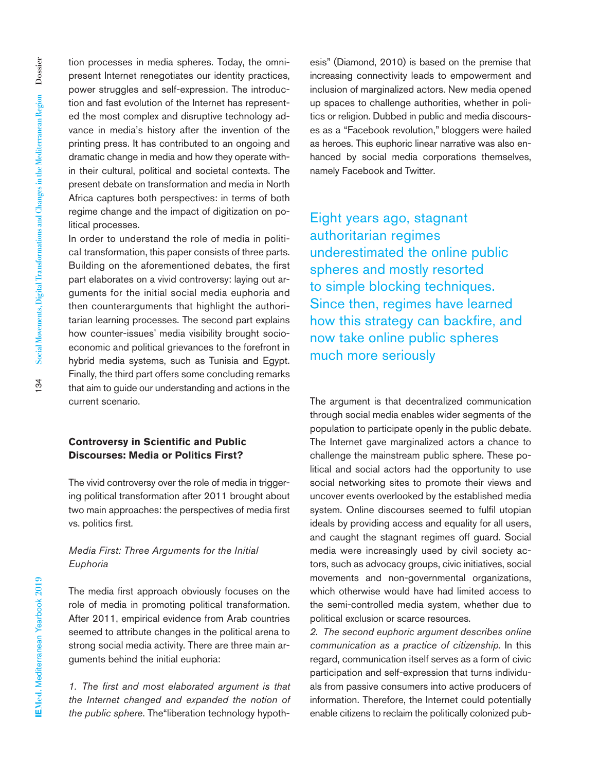tion processes in media spheres. Today, the omnipresent Internet renegotiates our identity practices, power struggles and self-expression. The introduction and fast evolution of the Internet has represented the most complex and disruptive technology advance in media's history after the invention of the printing press. It has contributed to an ongoing and dramatic change in media and how they operate within their cultural, political and societal contexts. The present debate on transformation and media in North Africa captures both perspectives: in terms of both regime change and the impact of digitization on political processes.

In order to understand the role of media in political transformation, this paper consists of three parts. Building on the aforementioned debates, the first part elaborates on a vivid controversy: laying out arguments for the initial social media euphoria and then counterarguments that highlight the authoritarian learning processes. The second part explains how counter-issues' media visibility brought socioeconomic and political grievances to the forefront in hybrid media systems, such as Tunisia and Egypt. Finally, the third part offers some concluding remarks that aim to guide our understanding and actions in the current scenario.

## Controversy in Scientific and Public Discourses: Media or Politics First?

The vivid controversy over the role of media in triggering political transformation after 2011 brought about two main approaches: the perspectives of media first vs. politics first.

### *Media First: Three Arguments for the Initial Euphoria*

The media first approach obviously focuses on the role of media in promoting political transformation. After 2011, empirical evidence from Arab countries seemed to attribute changes in the political arena to strong social media activity. There are three main arguments behind the initial euphoria:

*1. The first and most elaborated argument is that the Internet changed and expanded the notion of the public sphere.* The"liberation technology hypothesis" (Diamond, 2010) is based on the premise that increasing connectivity leads to empowerment and inclusion of marginalized actors. New media opened up spaces to challenge authorities, whether in politics or religion. Dubbed in public and media discourses as a "Facebook revolution," bloggers were hailed as heroes. This euphoric linear narrative was also enhanced by social media corporations themselves, namely Facebook and Twitter.

> Eight years ago, stagnant authoritarian regimes underestimated the online public spheres and mostly resorted to simple blocking techniques. Since then, regimes have learned how this strategy can backfire, and now take online public spheres much more seriously

The argument is that decentralized communication through social media enables wider segments of the population to participate openly in the public debate. The Internet gave marginalized actors a chance to challenge the mainstream public sphere. These political and social actors had the opportunity to use social networking sites to promote their views and uncover events overlooked by the established media system. Online discourses seemed to fulfil utopian ideals by providing access and equality for all users, and caught the stagnant regimes off guard. Social media were increasingly used by civil society actors, such as advocacy groups, civic initiatives, social movements and non-governmental organizations, which otherwise would have had limited access to the semi-controlled media system, whether due to political exclusion or scarce resources.

*2. The second euphoric argument describes online communication as a practice of citizenship.* In this regard, communication itself serves as a form of civic participation and self-expression that turns individuals from passive consumers into active producers of information. Therefore, the Internet could potentially enable citizens to reclaim the politically colonized pub-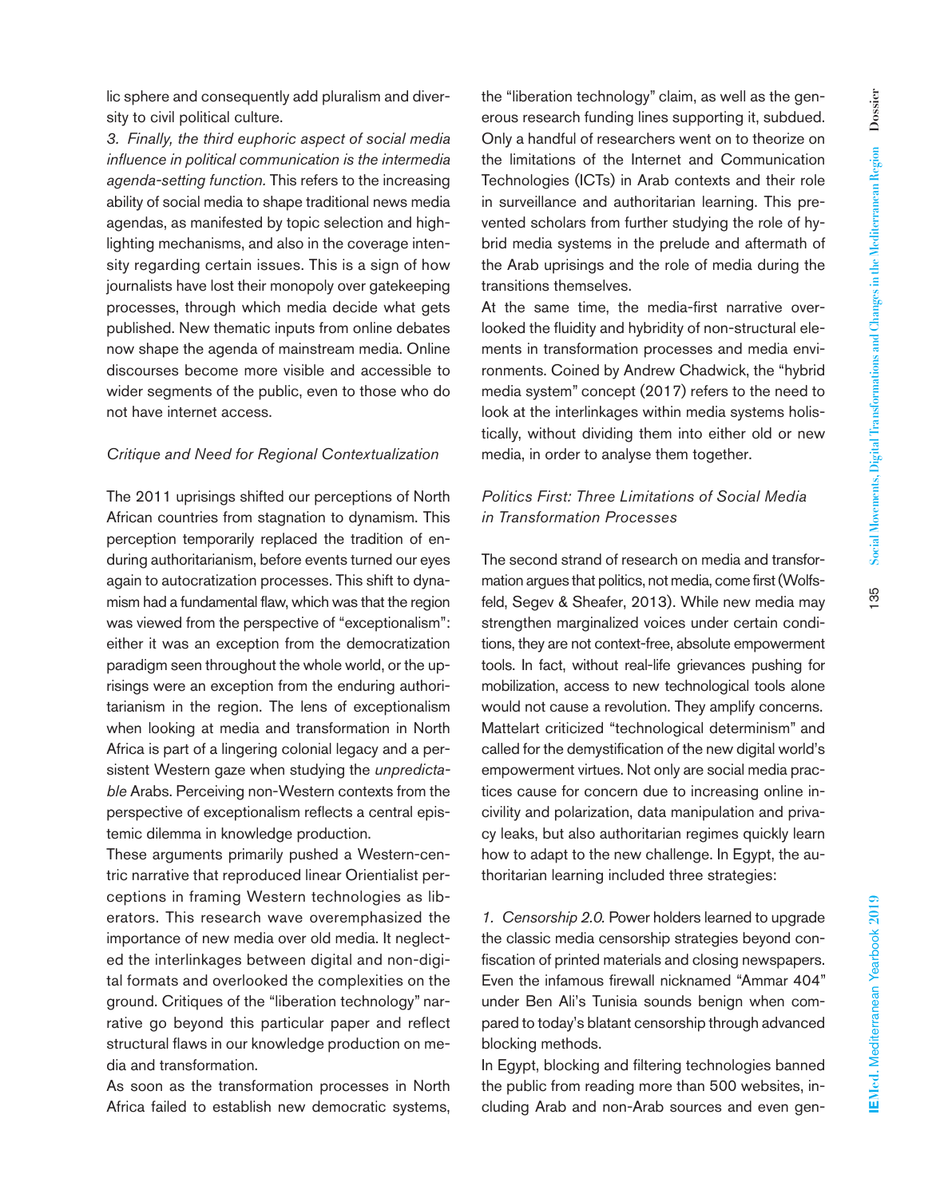lic sphere and consequently add pluralism and diversity to civil political culture.

3. *Finally, the third euphoric aspect of social media influence in political communication is the intermedia agenda-setting function.* This refers to the increasing ability of social media to shape traditional news media agendas, as manifested by topic selection and highlighting mechanisms, and also in the coverage intensity regarding certain issues. This is a sign of how journalists have lost their monopoly over gatekeeping processes, through which media decide what gets published. New thematic inputs from online debates now shape the agenda of mainstream media. Online discourses become more visible and accessible to wider segments of the public, even to those who do not have internet access.

### *Critique and Need for Regional Contextualization*

The 2011 uprisings shifted our perceptions of North African countries from stagnation to dynamism. This perception temporarily replaced the tradition of enduring authoritarianism, before events turned our eyes again to autocratization processes. This shift to dynamism had a fundamental flaw, which was that the region was viewed from the perspective of "exceptionalism": either it was an exception from the democratization paradigm seen throughout the whole world, or the uprisings were an exception from the enduring authoritarianism in the region. The lens of exceptionalism when looking at media and transformation in North Africa is part of a lingering colonial legacy and a persistent Western gaze when studying the *unpredictable* Arabs. Perceiving non-Western contexts from the perspective of exceptionalism reflects a central epistemic dilemma in knowledge production.

These arguments primarily pushed a Western-centric narrative that reproduced linear Orientalist perceptions in framing Western technologies as liberators. This research wave overemphasized the importance of new media over old media. It neglected the interlinkages between digital and non-digital formats and overlooked the complexities on the ground. Critiques of the "liberation technology" narrative go beyond this particular paper and reflect structural flaws in our knowledge production on media and transformation.

As soon as the transformation processes in North Africa failed to establish new democratic systems, the "liberation technology" claim, as well as the generous research funding lines supporting it, subdued. Only a handful of researchers went on to theorize on the limitations of the Internet and Communication Technologies (ICTs) in Arab contexts and their role in surveillance and authoritarian learning. This prevented scholars from further studying the role of hybrid media systems in the prelude and aftermath of the Arab uprisings and the role of media during the transitions themselves.

At the same time, the media-first narrative overlooked the fluidity and hybridity of non-structural elements in transformation processes and media environments. Coined by Andrew Chadwick, the "hybrid media system" concept (2017) refers to the need to look at the interlinkages within media systems holistically, without dividing them into either old or new media, in order to analyse them together.

### *Politics First: Three Limitations of Social Media in Transformation Processes*

The second strand of research on media and transformation argues that politics, not media, come first (Wolfsfeld, Segev & Sheafer, 2013). While new media may strengthen marginalized voices under certain conditions, they are not context-free, absolute empowerment tools. In fact, without real-life grievances pushing for mobilization, access to new technological tools alone would not cause a revolution. They amplify concerns. Mattelart criticized "technological determinism" and called for the demystification of the new digital world's empowerment virtues. Not only are social media practices cause for concern due to increasing online incivility and polarization, data manipulation and privacy leaks, but also authoritarian regimes quickly learn how to adapt to the new challenge. In Egypt, the authoritarian learning included three strategies:

1. *Censorship 2.0.* Power holders learned to upgrade the classic media censorship strategies beyond confiscation of printed materials and closing newspapers. Even the infamous firewall nicknamed "Ammar 404" under Ben Ali's Tunisia sounds benign when compared to today's blatant censorship through advanced blocking methods.

In Egypt, blocking and filtering technologies banned the public from reading more than 500 websites, including Arab and non-Arab sources and even gen-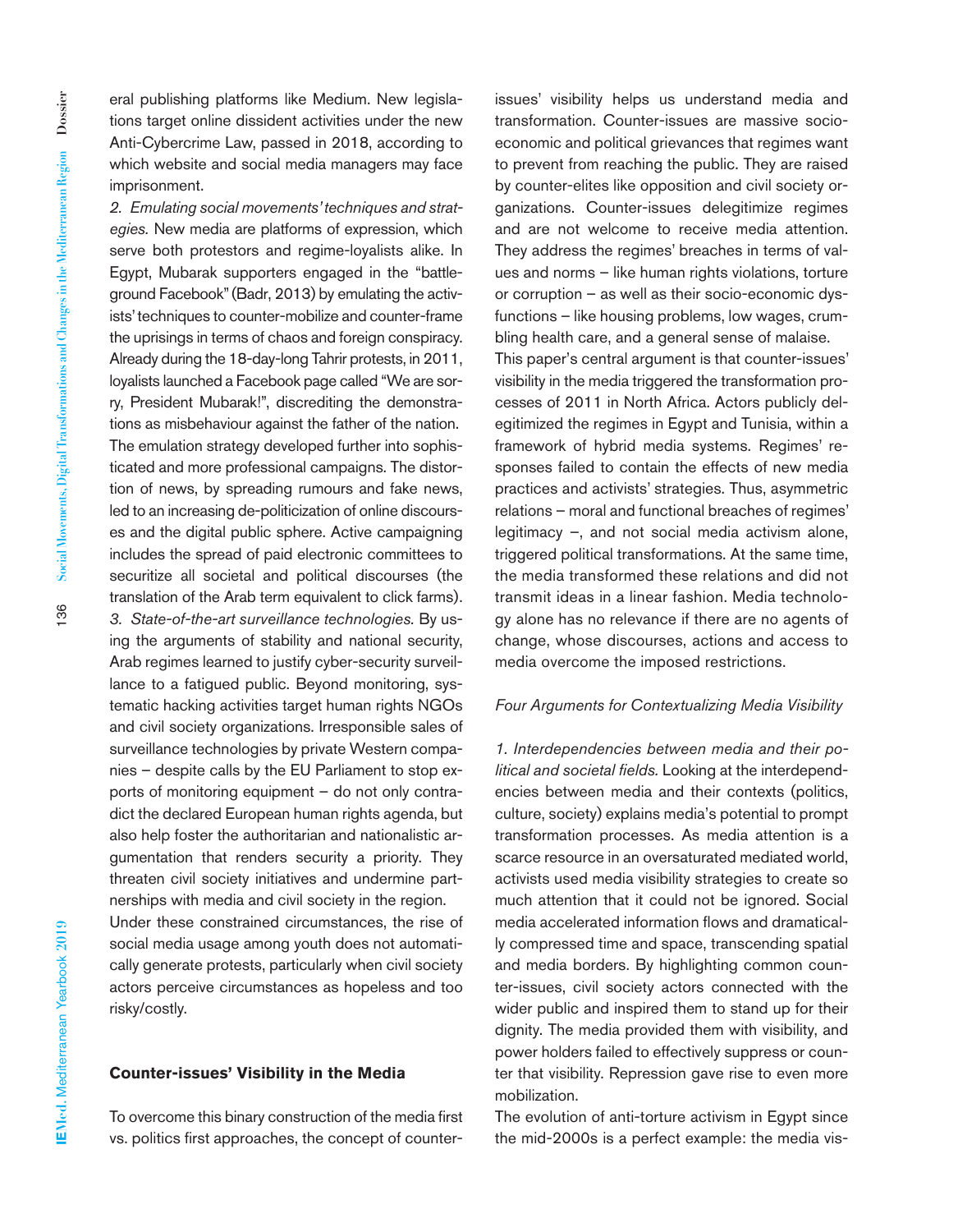eral publishing platforms like Medium. New legislations target online dissident activities under the new Anti-Cybercrime Law, passed in 2018, according to which website and social media managers may face imprisonment.

*2. Emulating social movements' techniques and strategies.* New media are platforms of expression, which serve both protestors and regime-loyalists alike. In Egypt, Mubarak supporters engaged in the "battleground Facebook" (Badr, 2013) by emulating the activists' techniques to counter-mobilize and counter-frame the uprisings in terms of chaos and foreign conspiracy. Already during the 18-day-long Tahrir protests, in 2011, loyalists launched a Facebook page called "We are sorry, President Mubarak!", discrediting the demonstrations as misbehaviour against the father of the nation. The emulation strategy developed further into sophisticated and more professional campaigns. The distortion of news, by spreading rumours and fake news, led to an increasing de-politicization of online discourses and the digital public sphere. Active campaigning includes the spread of paid electronic committees to securitize all societal and political discourses (the translation of the Arab term equivalent to click farms).

*3. State-of-the-art surveillance technologies.* By using the arguments of stability and national security, Arab regimes learned to justify cyber-security surveillance to a fatigued public. Beyond monitoring, systematic hacking activities target human rights NGOs and civil society organizations. Irresponsible sales of surveillance technologies by private Western companies – despite calls by the EU Parliament to stop exports of monitoring equipment – do not only contradict the declared European human rights agenda, but also help foster the authoritarian and nationalistic argumentation that renders security a priority. They threaten civil society initiatives and undermine partnerships with media and civil society in the region.

Under these constrained circumstances, the rise of social media usage among youth does not automatically generate protests, particularly when civil society actors perceive circumstances as hopeless and too risky/costly.

## Counter-issues' Visibility in the Media

To overcome this binary construction of the media first vs. politics first approaches, the concept of counter-issues' visibility helps us understand media and transformation. Counter-issues are massive socio-economic and political grievances that regimes want to prevent from reaching the public. They are raised by counter-elites like opposition and civil society organizations. Counter-issues delegitimize regimes and are not welcome to receive media attention. They address the regimes' breaches in terms of values and norms – like human rights violations, torture or corruption – as well as their socio-economic dysfunctions – like housing problems, low wages, crumbling health care, and a general sense of malaise.

This paper's central argument is that counter-issues' visibility in the media triggered the transformation processes of 2011 in North Africa. Actors publicly delegitimized the regimes in Egypt and Tunisia, within a framework of hybrid media systems. Regimes' responses failed to contain the effects of new media practices and activists' strategies. Thus, asymmetric relations – moral and functional breaches of regimes' legitimacy –, and not social media activism alone, triggered political transformations. At the same time, the media transformed these relations and did not transmit ideas in a linear fashion. Media technology alone has no relevance if there are no agents of change, whose discourses, actions and access to media overcome the imposed restrictions.

### *Four Arguments for Contextualizing Media Visibility*

*1. Interdependencies between media and their political and societal fields.* Looking at the interdependencies between media and their contexts (politics, culture, society) explains media's potential to prompt transformation processes. As media attention is a scarce resource in an oversaturated mediated world, activists used media visibility strategies to create so much attention that it could not be ignored. Social media accelerated information flows and dramatically compressed time and space, transcending spatial and media borders. By highlighting common counter-issues, civil society actors connected with the wider public and inspired them to stand up for their dignity. The media provided them with visibility, and power holders failed to effectively suppress or counter that visibility. Repression gave rise to even more mobilization.

The evolution of anti-torture activism in Egypt since the mid-2000s is a perfect example: the media vis-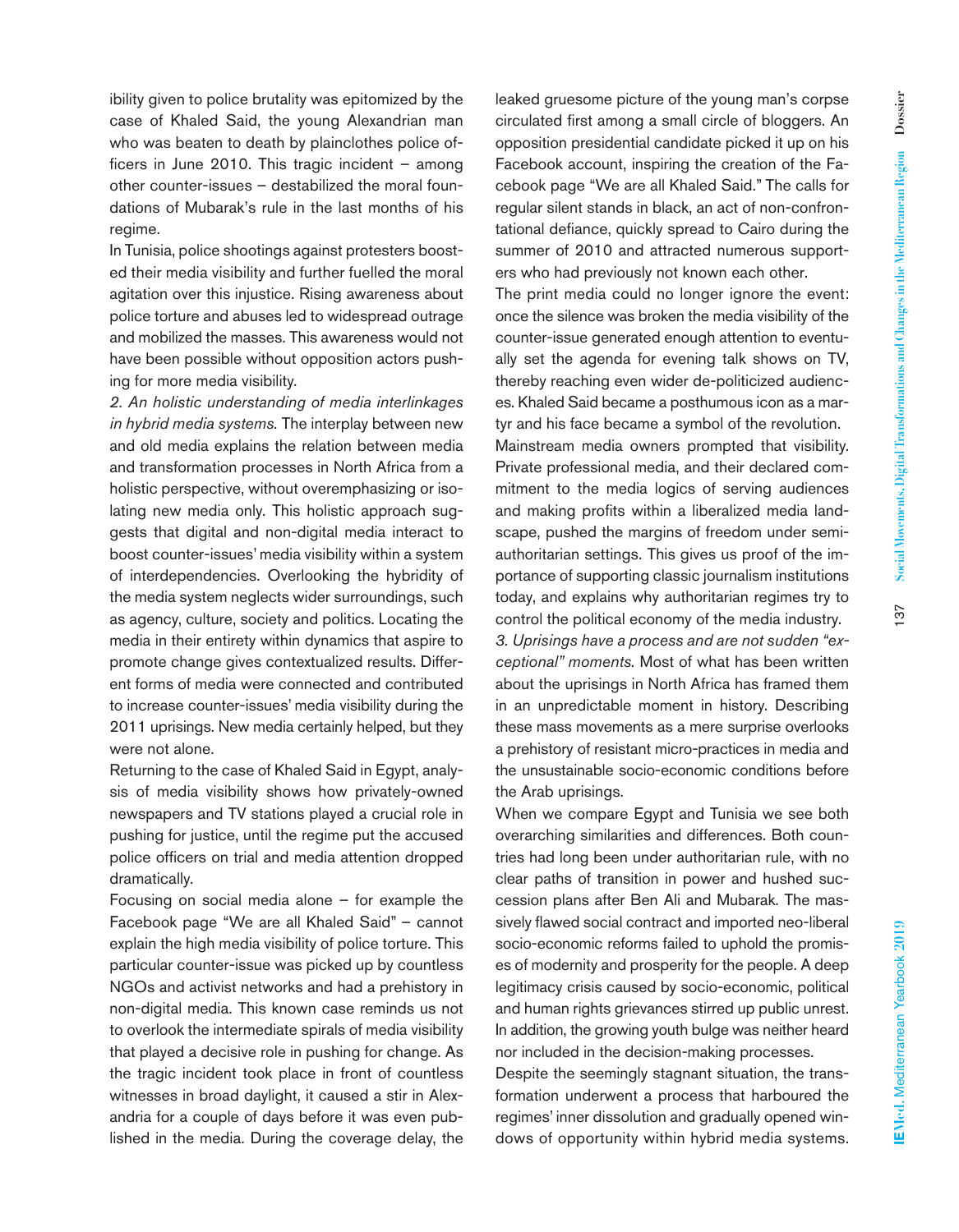ibility given to police brutality was epitomized by the case of Khaled Said, the young Alexandrian man who was beaten to death by plainclothes police officers in June 2010. This tragic incident – among other counter-issues – destabilized the moral foundations of Mubarak's rule in the last months of his regime.

In Tunisia, police shootings against protesters boosted their media visibility and further fuelled the moral agitation over this injustice. Rising awareness about police torture and abuses led to widespread outrage and mobilized the masses. This awareness would not have been possible without opposition actors pushing for more media visibility.

*2. An holistic understanding of media interlinkages in hybrid media systems.* The interplay between new and old media explains the relation between media and transformation processes in North Africa from a holistic perspective, without overemphasizing or isolating new media only. This holistic approach suggests that digital and non-digital media interact to boost counter-issues' media visibility within a system of interdependencies. Overlooking the hybridity of the media system neglects wider surroundings, such as agency, culture, society and politics. Locating the media in their entirety within dynamics that aspire to promote change gives contextualized results. Different forms of media were connected and contributed to increase counter-issues' media visibility during the 2011 uprisings. New media certainly helped, but they were not alone.

Returning to the case of Khaled Said in Egypt, analysis of media visibility shows how privately-owned newspapers and TV stations played a crucial role in pushing for justice, until the regime put the accused police officers on trial and media attention dropped dramatically.

Focusing on social media alone – for example the Facebook page "We are all Khaled Said" – cannot explain the high media visibility of police torture. This particular counter-issue was picked up by countless NGOs and activist networks and had a prehistory in non-digital media. This known case reminds us not to overlook the intermediate spirals of media visibility that played a decisive role in pushing for change. As the tragic incident took place in front of countless witnesses in broad daylight, it caused a stir in Alexandria for a couple of days before it was even published in the media. During the coverage delay, the leaked gruesome picture of the young man's corpse circulated first among a small circle of bloggers. An opposition presidential candidate picked it up on his Facebook account, inspiring the creation of the Facebook page "We are all Khaled Said." The calls for regular silent stands in black, an act of non-confrontational defiance, quickly spread to Cairo during the summer of 2010 and attracted numerous supporters who had previously not known each other.

The print media could no longer ignore the event: once the silence was broken the media visibility of the counter-issue generated enough attention to eventually set the agenda for evening talk shows on TV, thereby reaching even wider de-politicized audiences. Khaled Said became a posthumous icon as a martyr and his face became a symbol of the revolution.

Mainstream media owners prompted that visibility. Private professional media, and their declared commitment to the media logics of serving audiences and making profits within a liberalized media landscape, pushed the margins of freedom under semi-authoritarian settings. This gives us proof of the importance of supporting classic journalism institutions today, and explains why authoritarian regimes try to control the political economy of the media industry.

*3. Uprisings have a process and are not sudden "exceptional" moments.* Most of what has been written about the uprisings in North Africa has framed them in an unpredictable moment in history. Describing these mass movements as a mere surprise overlooks a prehistory of resistant micro-practices in media and the unsustainable socio-economic conditions before the Arab uprisings.

When we compare Egypt and Tunisia we see both overarching similarities and differences. Both countries had long been under authoritarian rule, with no clear paths of transition in power and hushed succession plans after Ben Ali and Mubarak. The massively flawed social contract and imported neo-liberal socio-economic reforms failed to uphold the promises of modernity and prosperity for the people. A deep legitimacy crisis caused by socio-economic, political and human rights grievances stirred up public unrest. In addition, the growing youth bulge was neither heard nor included in the decision-making processes.

Despite the seemingly stagnant situation, the transformation underwent a process that harboured the regimes' inner dissolution and gradually opened windows of opportunity within hybrid media systems.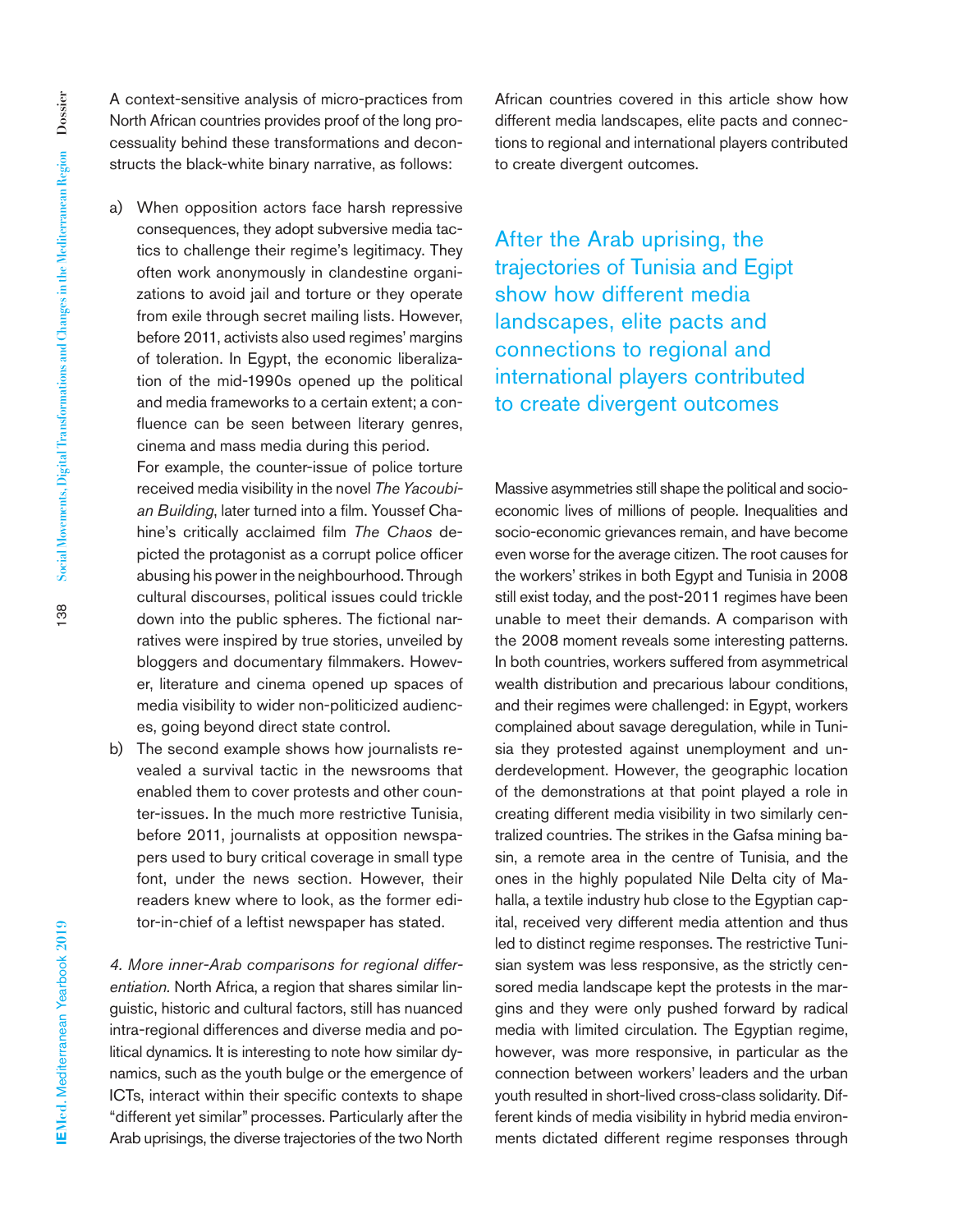A context-sensitive analysis of micro-practices from North African countries provides proof of the long processuality behind these transformations and deconstructs the black-white binary narrative, as follows:

a) When opposition actors face harsh repressive consequences, they adopt subversive media tactics to challenge their regime's legitimacy. They often work anonymously in clandestine organizations to avoid jail and torture or they operate from exile through secret mailing lists. However, before 2011, activists also used regimes' margins of toleration. In Egypt, the economic liberalization of the mid-1990s opened up the political and media frameworks to a certain extent; a confluence can be seen between literary genres, cinema and mass media during this period.
   For example, the counter-issue of police torture received media visibility in the novel *The Yacoubian Building*, later turned into a film. Youssef Chahine's critically acclaimed film *The Chaos* depicted the protagonist as a corrupt police officer abusing his power in the neighbourhood. Through cultural discourses, political issues could trickle down into the public spheres. The fictional narratives were inspired by true stories, unveiled by bloggers and documentary filmmakers. However, literature and cinema opened up spaces of media visibility to wider non-politicized audiences, going beyond direct state control.
b) The second example shows how journalists revealed a survival tactic in the newsrooms that enabled them to cover protests and other counter-issues. In the much more restrictive Tunisia, before 2011, journalists at opposition newspapers used to bury critical coverage in small type font, under the news section. However, their readers knew where to look, as the former editor-in-chief of a leftist newspaper has stated.

*4. More inner-Arab comparisons for regional differentiation.* North Africa, a region that shares similar linguistic, historic and cultural factors, still has nuanced intra-regional differences and diverse media and political dynamics. It is interesting to note how similar dynamics, such as the youth bulge or the emergence of ICTs, interact within their specific contexts to shape "different yet similar" processes. Particularly after the Arab uprisings, the diverse trajectories of the two North African countries covered in this article show how different media landscapes, elite pacts and connections to regional and international players contributed to create divergent outcomes.

> After the Arab uprising, the trajectories of Tunisia and Egipt show how different media landscapes, elite pacts and connections to regional and international players contributed to create divergent outcomes

Massive asymmetries still shape the political and socio-economic lives of millions of people. Inequalities and socio-economic grievances remain, and have become even worse for the average citizen. The root causes for the workers' strikes in both Egypt and Tunisia in 2008 still exist today, and the post-2011 regimes have been unable to meet their demands. A comparison with the 2008 moment reveals some interesting patterns. In both countries, workers suffered from asymmetrical wealth distribution and precarious labour conditions, and their regimes were challenged: in Egypt, workers complained about savage deregulation, while in Tunisia they protested against unemployment and underdevelopment. However, the geographic location of the demonstrations at that point played a role in creating different media visibility in two similarly centralized countries. The strikes in the Gafsa mining basin, a remote area in the centre of Tunisia, and the ones in the highly populated Nile Delta city of Mahalla, a textile industry hub close to the Egyptian capital, received very different media attention and thus led to distinct regime responses. The restrictive Tunisian system was less responsive, as the strictly censored media landscape kept the protests in the margins and they were only pushed forward by radical media with limited circulation. The Egyptian regime, however, was more responsive, in particular as the connection between workers' leaders and the urban youth resulted in short-lived cross-class solidarity. Different kinds of media visibility in hybrid media environments dictated different regime responses through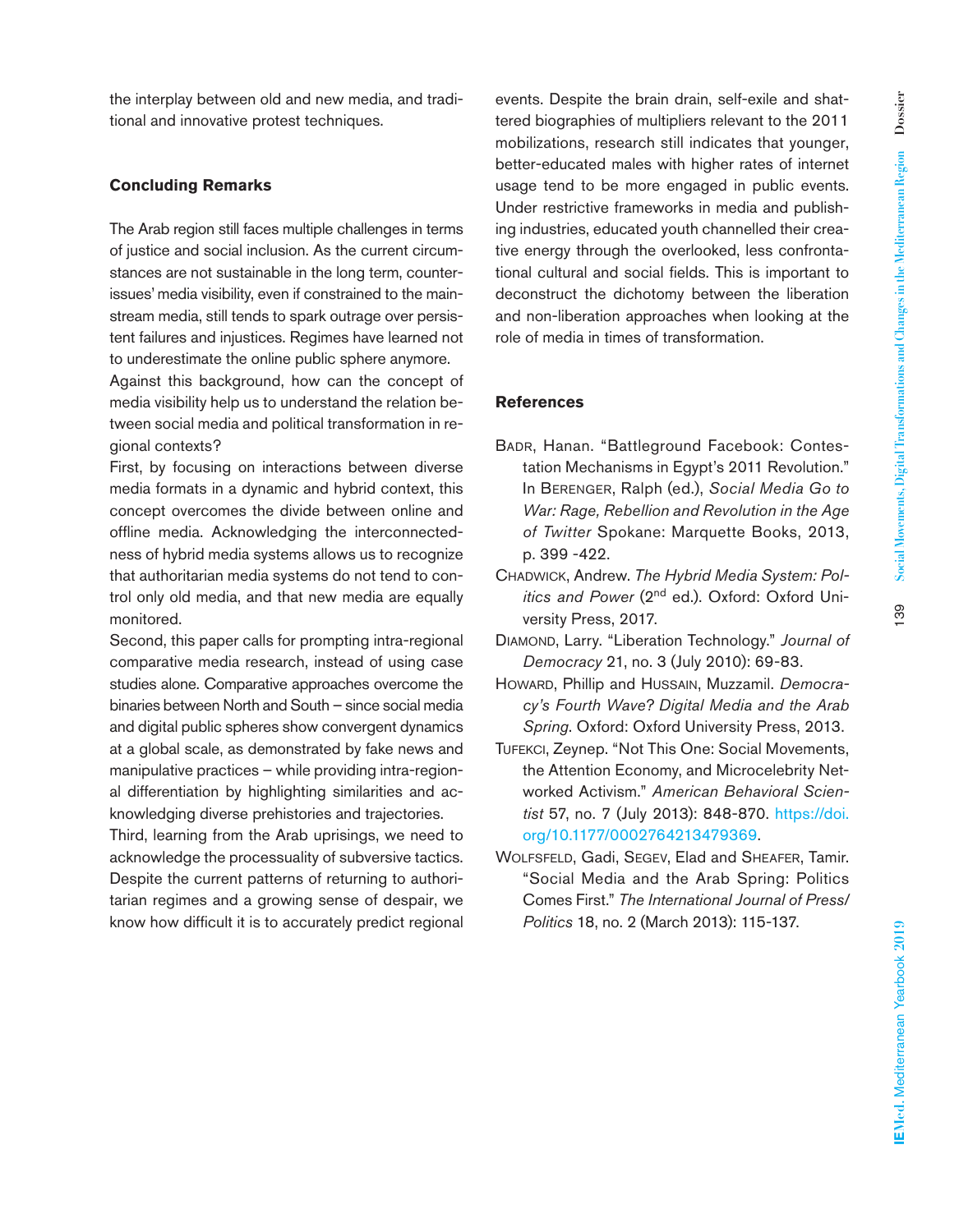the interplay between old and new media, and traditional and innovative protest techniques.

## Concluding Remarks

The Arab region still faces multiple challenges in terms of justice and social inclusion. As the current circumstances are not sustainable in the long term, counter-issues' media visibility, even if constrained to the mainstream media, still tends to spark outrage over persistent failures and injustices. Regimes have learned not to underestimate the online public sphere anymore.

Against this background, how can the concept of media visibility help us to understand the relation between social media and political transformation in regional contexts?

First, by focusing on interactions between diverse media formats in a dynamic and hybrid context, this concept overcomes the divide between online and offline media. Acknowledging the interconnectedness of hybrid media systems allows us to recognize that authoritarian media systems do not tend to control only old media, and that new media are equally monitored.

Second, this paper calls for prompting intra-regional comparative media research, instead of using case studies alone. Comparative approaches overcome the binaries between North and South – since social media and digital public spheres show convergent dynamics at a global scale, as demonstrated by fake news and manipulative practices – while providing intra-regional differentiation by highlighting similarities and acknowledging diverse prehistories and trajectories.

Third, learning from the Arab uprisings, we need to acknowledge the processuality of subversive tactics. Despite the current patterns of returning to authoritarian regimes and a growing sense of despair, we know how difficult it is to accurately predict regional events. Despite the brain drain, self-exile and shattered biographies of multipliers relevant to the 2011 mobilizations, research still indicates that younger, better-educated males with higher rates of internet usage tend to be more engaged in public events. Under restrictive frameworks in media and publishing industries, educated youth channelled their creative energy through the overlooked, less confrontational cultural and social fields. This is important to deconstruct the dichotomy between the liberation and non-liberation approaches when looking at the role of media in times of transformation.

## References

Badr, Hanan. "Battleground Facebook: Contestation Mechanisms in Egypt's 2011 Revolution." In Berenger, Ralph (ed.), *Social Media Go to War: Rage, Rebellion and Revolution in the Age of Twitter* Spokane: Marquette Books, 2013, p. 399 -422.

Chadwick, Andrew. *The Hybrid Media System: Politics and Power* (2nd ed.). Oxford: Oxford University Press, 2017.

Diamond, Larry. "Liberation Technology." *Journal of Democracy* 21, no. 3 (July 2010): 69-83.

Howard, Phillip and Hussain, Muzzamil. *Democracy's Fourth Wave? Digital Media and the Arab Spring*. Oxford: Oxford University Press, 2013.

Tufekci, Zeynep. "Not This One: Social Movements, the Attention Economy, and Microcelebrity Networked Activism." *American Behavioral Scientist* 57, no. 7 (July 2013): 848-870. https://doi.org/10.1177/0002764213479369.

Wolfsfeld, Gadi, Segev, Elad and Sheafer, Tamir. "Social Media and the Arab Spring: Politics Comes First." *The International Journal of Press/Politics* 18, no. 2 (March 2013): 115-137.